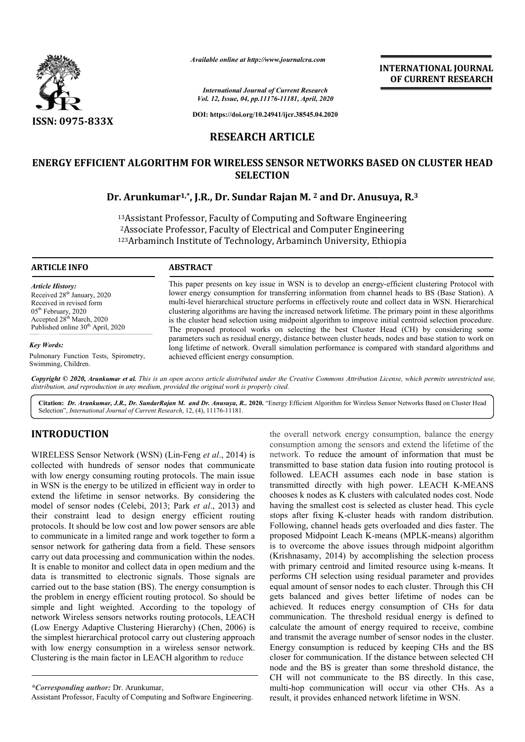*Available online at http://www.journalcra.com*

*International Journal of Current Research*
*Vol. 12, Issue, 04, pp.11176-11181, April, 2020*

**DOI: https://doi.org/10.24941/ijcr.38545.04.2020**

**INTERNATIONAL JOURNAL OF CURRENT RESEARCH**

**ISSN: 0975-833X**

## RESEARCH ARTICLE

# ENERGY EFFICIENT ALGORITHM FOR WIRELESS SENSOR NETWORKS BASED ON CLUSTER HEAD SELECTION

**Dr. Arunkumar[1,*], J.R., Dr. Sundar Rajan M. [2] and Dr. Anusuya, R.[3]**

[13]Assistant Professor, Faculty of Computing and Software Engineering
[2]Associate Professor, Faculty of Electrical and Computer Engineering
[123]Arbaminch Institute of Technology, Arbaminch University, Ethiopia

### ARTICLE INFO

*Article History:*
Received 28th January, 2020
Received in revised form
05th February, 2020
Accepted 28th March, 2020
Published online 30th April, 2020

*Key Words:*
Pulmonary Function Tests, Spirometry, Swimming, Children.

### ABSTRACT

This paper presents on key issue in WSN is to develop an energy-efficient clustering Protocol with lower energy consumption for transferring information from channel heads to BS (Base Station). A multi-level hierarchical structure performs in effectively route and collect data in WSN. Hierarchical clustering algorithms are having the increased network lifetime. The primary point in these algorithms is the cluster head selection using midpoint algorithm to improve initial centroid selection procedure. The proposed protocol works on selecting the best Cluster Head (CH) by considering some parameters such as residual energy, distance between cluster heads, nodes and base station to work on long lifetime of network. Overall simulation performance is compared with standard algorithms and achieved efficient energy consumption.

*Copyright © 2020, Arunkumar et al. This is an open access article distributed under the Creative Commons Attribution License, which permits unrestricted use, distribution, and reproduction in any medium, provided the original work is properly cited.*

**Citation:** *Dr. Arunkumar, J.R., Dr. SundarRajan M. and Dr. Anusuya, R..* **2020.** "Energy Efficient Algorithm for Wireless Sensor Networks Based on Cluster Head Selection", *International Journal of Current Research*, 12, (4), 11176-11181.

## INTRODUCTION

WIRELESS Sensor Network (WSN) (Lin-Feng *et al*., 2014) is collected with hundreds of sensor nodes that communicate with low energy consuming routing protocols. The main issue in WSN is the energy to be utilized in efficient way in order to extend the lifetime in sensor networks. By considering the model of sensor nodes (Celebi, 2013; Park *et al*., 2013) and their constraint lead to design energy efficient routing protocols. It should be low cost and low power sensors are able to communicate in a limited range and work together to form a sensor network for gathering data from a field. These sensors carry out data processing and communication within the nodes. It is enable to monitor and collect data in open medium and the data is transmitted to electronic signals. Those signals are carried out to the base station (BS). The energy consumption is the problem in energy efficient routing protocol. So should be simple and light weighted. According to the topology of network Wireless sensors networks routing protocols, LEACH (Low Energy Adaptive Clustering Hierarchy) (Chen, 2006) is the simplest hierarchical protocol carry out clustering approach with low energy consumption in a wireless sensor network. Clustering is the main factor in LEACH algorithm to reduce the overall network energy consumption, balance the energy consumption among the sensors and extend the lifetime of the network. To reduce the amount of information that must be transmitted to base station data fusion into routing protocol is followed. LEACH assumes each node in base station is transmitted directly with high power. LEACH K-MEANS chooses k nodes as K clusters with calculated nodes cost. Node having the smallest cost is selected as cluster head. This cycle stops after fixing K-cluster heads with random distribution. Following, channel heads gets overloaded and dies faster. The proposed Midpoint Leach K-means (MPLK-means) algorithm is to overcome the above issues through midpoint algorithm (Krishnasamy, 2014) by accomplishing the selection process with primary centroid and limited resource using k-means. It performs CH selection using residual parameter and provides equal amount of sensor nodes to each cluster. Through this CH gets balanced and gives better lifetime of nodes can be achieved. It reduces energy consumption of CHs for data communication. The threshold residual energy is defined to calculate the amount of energy required to receive, combine and transmit the average number of sensor nodes in the cluster. Energy consumption is reduced by keeping CHs and the BS closer for communication. If the distance between selected CH node and the BS is greater than some threshold distance, the CH will not communicate to the BS directly. In this case, multi-hop communication will occur via other CHs. As a result, it provides enhanced network lifetime in WSN.

*\*Corresponding author:* Dr. Arunkumar,
Assistant Professor, Faculty of Computing and Software Engineering.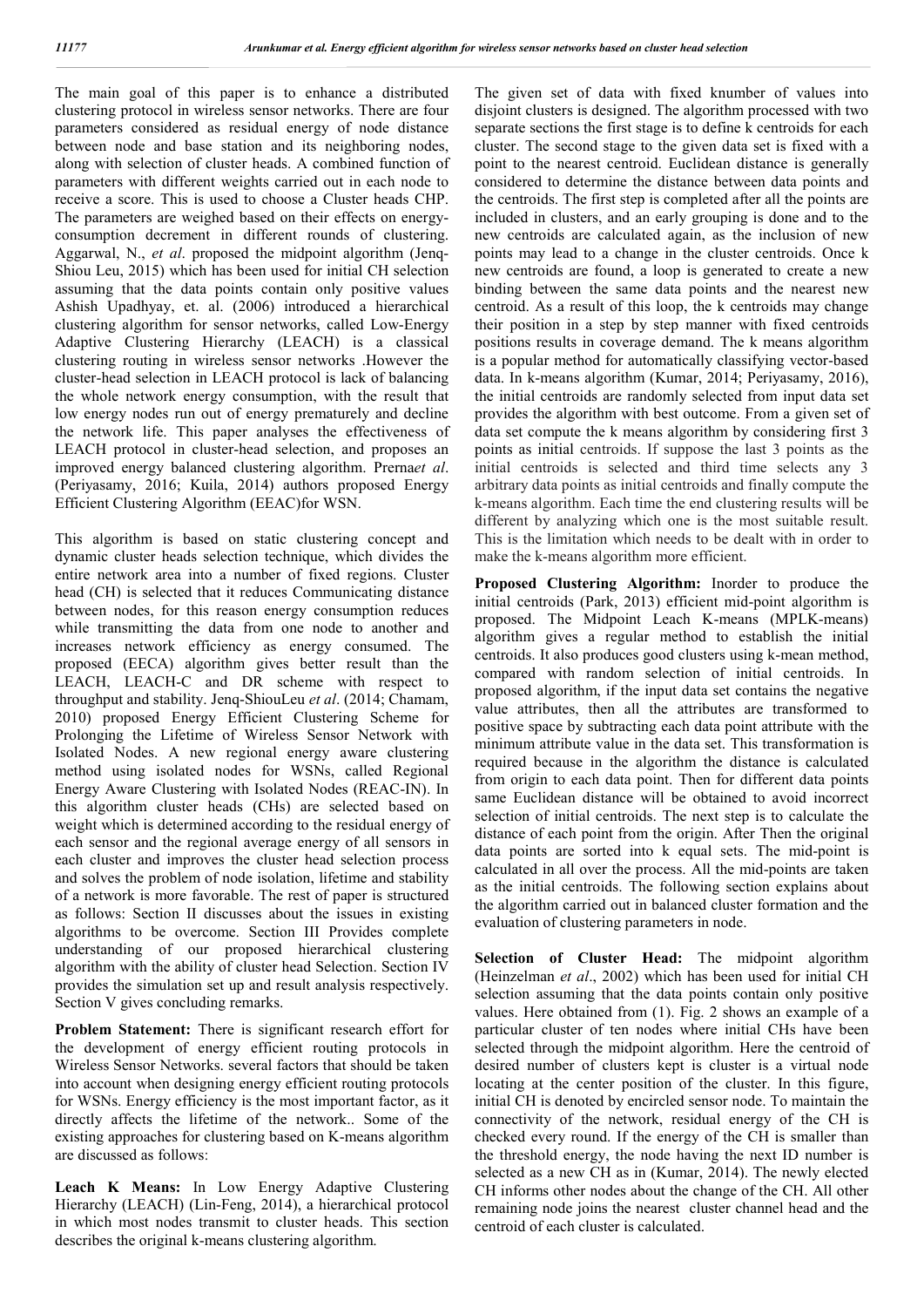The main goal of this paper is to enhance a distributed clustering protocol in wireless sensor networks. There are four parameters considered as residual energy of node distance between node and base station and its neighboring nodes, along with selection of cluster heads. A combined function of parameters with different weights carried out in each node to receive a score. This is used to choose a Cluster heads CHP. The parameters are weighed based on their effects on energy-consumption decrement in different rounds of clustering. Aggarwal, N., *et al*. proposed the midpoint algorithm (Jenq-Shiou Leu, 2015) which has been used for initial CH selection assuming that the data points contain only positive values Ashish Upadhyay, et. al. (2006) introduced a hierarchical clustering algorithm for sensor networks, called Low-Energy Adaptive Clustering Hierarchy (LEACH) is a classical clustering routing in wireless sensor networks .However the cluster-head selection in LEACH protocol is lack of balancing the whole network energy consumption, with the result that low energy nodes run out of energy prematurely and decline the network life. This paper analyses the effectiveness of LEACH protocol in cluster-head selection, and proposes an improved energy balanced clustering algorithm. Prerna*et al*. (Periyasamy, 2016; Kuila, 2014) authors proposed Energy Efficient Clustering Algorithm (EEAC)for WSN.

This algorithm is based on static clustering concept and dynamic cluster heads selection technique, which divides the entire network area into a number of fixed regions. Cluster head (CH) is selected that it reduces Communicating distance between nodes, for this reason energy consumption reduces while transmitting the data from one node to another and increases network efficiency as energy consumed. The proposed (EECA) algorithm gives better result than the LEACH, LEACH-C and DR scheme with respect to throughput and stability. Jenq-ShiouLeu *et al*. (2014; Chamam, 2010) proposed Energy Efficient Clustering Scheme for Prolonging the Lifetime of Wireless Sensor Network with Isolated Nodes. A new regional energy aware clustering method using isolated nodes for WSNs, called Regional Energy Aware Clustering with Isolated Nodes (REAC-IN). In this algorithm cluster heads (CHs) are selected based on weight which is determined according to the residual energy of each sensor and the regional average energy of all sensors in each cluster and improves the cluster head selection process and solves the problem of node isolation, lifetime and stability of a network is more favorable. The rest of paper is structured as follows: Section II discusses about the issues in existing algorithms to be overcome. Section III Provides complete understanding of our proposed hierarchical clustering algorithm with the ability of cluster head Selection. Section IV provides the simulation set up and result analysis respectively. Section V gives concluding remarks.

**Problem Statement:** There is significant research effort for the development of energy efficient routing protocols in Wireless Sensor Networks. several factors that should be taken into account when designing energy efficient routing protocols for WSNs. Energy efficiency is the most important factor, as it directly affects the lifetime of the network.. Some of the existing approaches for clustering based on K-means algorithm are discussed as follows:

**Leach K Means:** In Low Energy Adaptive Clustering Hierarchy (LEACH) (Lin-Feng, 2014), a hierarchical protocol in which most nodes transmit to cluster heads. This section describes the original k-means clustering algorithm.

The given set of data with fixed knumber of values into disjoint clusters is designed. The algorithm processed with two separate sections the first stage is to define k centroids for each cluster. The second stage to the given data set is fixed with a point to the nearest centroid. Euclidean distance is generally considered to determine the distance between data points and the centroids. The first step is completed after all the points are included in clusters, and an early grouping is done and to the new centroids are calculated again, as the inclusion of new points may lead to a change in the cluster centroids. Once k new centroids are found, a loop is generated to create a new binding between the same data points and the nearest new centroid. As a result of this loop, the k centroids may change their position in a step by step manner with fixed centroids positions results in coverage demand. The k means algorithm is a popular method for automatically classifying vector-based data. In k-means algorithm (Kumar, 2014; Periyasamy, 2016), the initial centroids are randomly selected from input data set provides the algorithm with best outcome. From a given set of data set compute the k means algorithm by considering first 3 points as initial centroids. If suppose the last 3 points as the initial centroids is selected and third time selects any 3 arbitrary data points as initial centroids and finally compute the k-means algorithm. Each time the end clustering results will be different by analyzing which one is the most suitable result. This is the limitation which needs to be dealt with in order to make the k-means algorithm more efficient.

**Proposed Clustering Algorithm:** Inorder to produce the initial centroids (Park, 2013) efficient mid-point algorithm is proposed. The Midpoint Leach K-means (MPLK-means) algorithm gives a regular method to establish the initial centroids. It also produces good clusters using k-mean method, compared with random selection of initial centroids. In proposed algorithm, if the input data set contains the negative value attributes, then all the attributes are transformed to positive space by subtracting each data point attribute with the minimum attribute value in the data set. This transformation is required because in the algorithm the distance is calculated from origin to each data point. Then for different data points same Euclidean distance will be obtained to avoid incorrect selection of initial centroids. The next step is to calculate the distance of each point from the origin. After Then the original data points are sorted into k equal sets. The mid-point is calculated in all over the process. All the mid-points are taken as the initial centroids. The following section explains about the algorithm carried out in balanced cluster formation and the evaluation of clustering parameters in node.

**Selection of Cluster Head:** The midpoint algorithm (Heinzelman *et al*., 2002) which has been used for initial CH selection assuming that the data points contain only positive values. Here obtained from (1). Fig. 2 shows an example of a particular cluster of ten nodes where initial CHs have been selected through the midpoint algorithm. Here the centroid of desired number of clusters kept is cluster is a virtual node locating at the center position of the cluster. In this figure, initial CH is denoted by encircled sensor node. To maintain the connectivity of the network, residual energy of the CH is checked every round. If the energy of the CH is smaller than the threshold energy, the node having the next ID number is selected as a new CH as in (Kumar, 2014). The newly elected CH informs other nodes about the change of the CH. All other remaining node joins the nearest cluster channel head and the centroid of each cluster is calculated.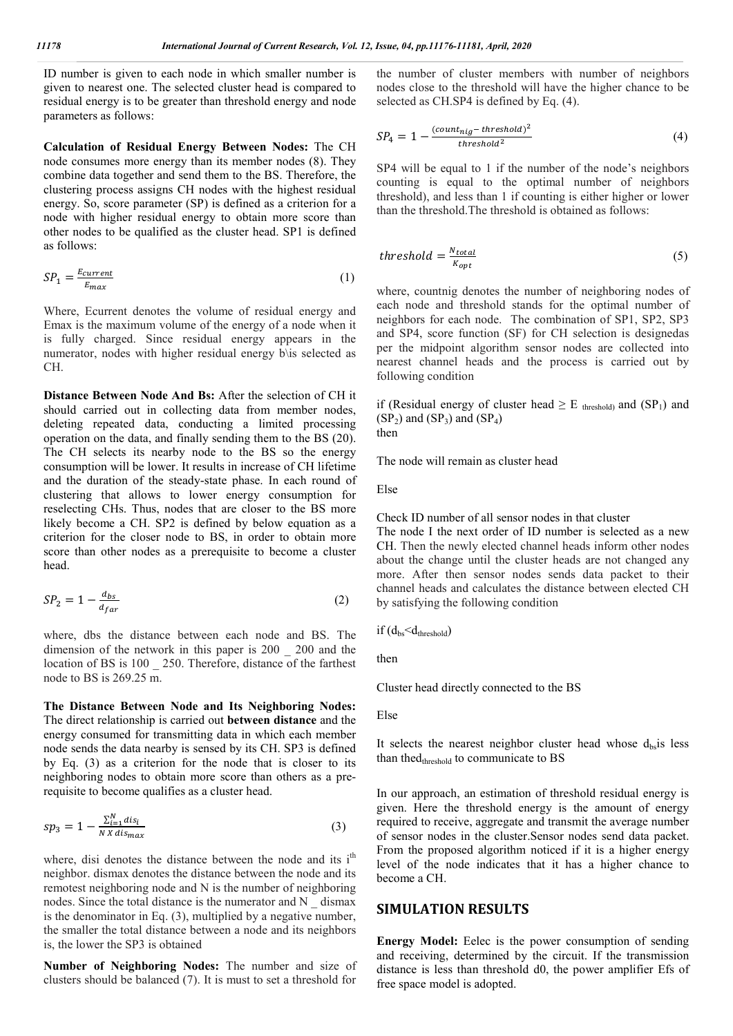ID number is given to each node in which smaller number is given to nearest one. The selected cluster head is compared to residual energy is to be greater than threshold energy and node parameters as follows:

**Calculation of Residual Energy Between Nodes:** The CH node consumes more energy than its member nodes (8). They combine data together and send them to the BS. Therefore, the clustering process assigns CH nodes with the highest residual energy. So, score parameter (SP) is defined as a criterion for a node with higher residual energy to obtain more score than other nodes to be qualified as the cluster head. SP1 is defined as follows:

$$SP_1 = \frac{E_{current}}{E_{max}} \tag{1}$$

Where, Ecurrent denotes the volume of residual energy and Emax is the maximum volume of the energy of a node when it is fully charged. Since residual energy appears in the numerator, nodes with higher residual energy b\is selected as CH.

**Distance Between Node And Bs:** After the selection of CH it should carried out in collecting data from member nodes, deleting repeated data, conducting a limited processing operation on the data, and finally sending them to the BS (20). The CH selects its nearby node to the BS so the energy consumption will be lower. It results in increase of CH lifetime and the duration of the steady-state phase. In each round of clustering that allows to lower energy consumption for reselecting CHs. Thus, nodes that are closer to the BS more likely become a CH. SP2 is defined by below equation as a criterion for the closer node to BS, in order to obtain more score than other nodes as a prerequisite to become a cluster head.

$$SP_2 = 1 - \frac{d_{bs}}{d_{far}} \tag{2}$$

where, dbs the distance between each node and BS. The dimension of the network in this paper is 200 _ 200 and the location of BS is 100 _ 250. Therefore, distance of the farthest node to BS is 269.25 m.

**The Distance Between Node and Its Neighboring Nodes:** The direct relationship is carried out **between distance** and the energy consumed for transmitting data in which each member node sends the data nearby is sensed by its CH. SP3 is defined by Eq. (3) as a criterion for the node that is closer to its neighboring nodes to obtain more score than others as a pre-requisite to become qualifies as a cluster head.

$$sp_3 = 1 - \frac{\sum_{i=1}^{N} dis_i}{N\ X\ dis_{max}} \tag{3}$$

where, disi denotes the distance between the node and its i[th] neighbor. dismax denotes the distance between the node and its remotest neighboring node and N is the number of neighboring nodes. Since the total distance is the numerator and N _ dismax is the denominator in Eq. (3), multiplied by a negative number, the smaller the total distance between a node and its neighbors is, the lower the SP3 is obtained

**Number of Neighboring Nodes:** The number and size of clusters should be balanced (7). It is must to set a threshold for the number of cluster members with number of neighbors nodes close to the threshold will have the higher chance to be selected as CH.SP4 is defined by Eq. (4).

$$SP_4 = 1 - \frac{(count_{nig} - threshold)^2}{threshold^2} \tag{4}$$

SP4 will be equal to 1 if the number of the node's neighbors counting is equal to the optimal number of neighbors threshold), and less than 1 if counting is either higher or lower than the threshold.The threshold is obtained as follows:

$$threshold = \frac{N_{total}}{K_{opt}} \tag{5}$$

where, countnig denotes the number of neighboring nodes of each node and threshold stands for the optimal number of neighbors for each node. The combination of SP1, SP2, SP3 and SP4, score function (SF) for CH selection is designedas per the midpoint algorithm sensor nodes are collected into nearest channel heads and the process is carried out by following condition

if (Residual energy of cluster head ≥ $E_{threshold)}$ and ($SP_1$) and ($SP_2$) and ($SP_3$) and ($SP_4$)
then

The node will remain as cluster head

Else

Check ID number of all sensor nodes in that cluster
The node I the next order of ID number is selected as a new CH. Then the newly elected channel heads inform other nodes about the change until the cluster heads are not changed any more. After then sensor nodes sends data packet to their channel heads and calculates the distance between elected CH by satisfying the following condition

if ($d_{bs}$<$d_{threshold}$)

then

Cluster head directly connected to the BS

Else

It selects the nearest neighbor cluster head whose $d_{bs}$is less than the$d_{threshold}$ to communicate to BS

In our approach, an estimation of threshold residual energy is given. Here the threshold energy is the amount of energy required to receive, aggregate and transmit the average number of sensor nodes in the cluster.Sensor nodes send data packet. From the proposed algorithm noticed if it is a higher energy level of the node indicates that it has a higher chance to become a CH.

## SIMULATION RESULTS

**Energy Model:** Eelec is the power consumption of sending and receiving, determined by the circuit. If the transmission distance is less than threshold d0, the power amplifier Efs of free space model is adopted.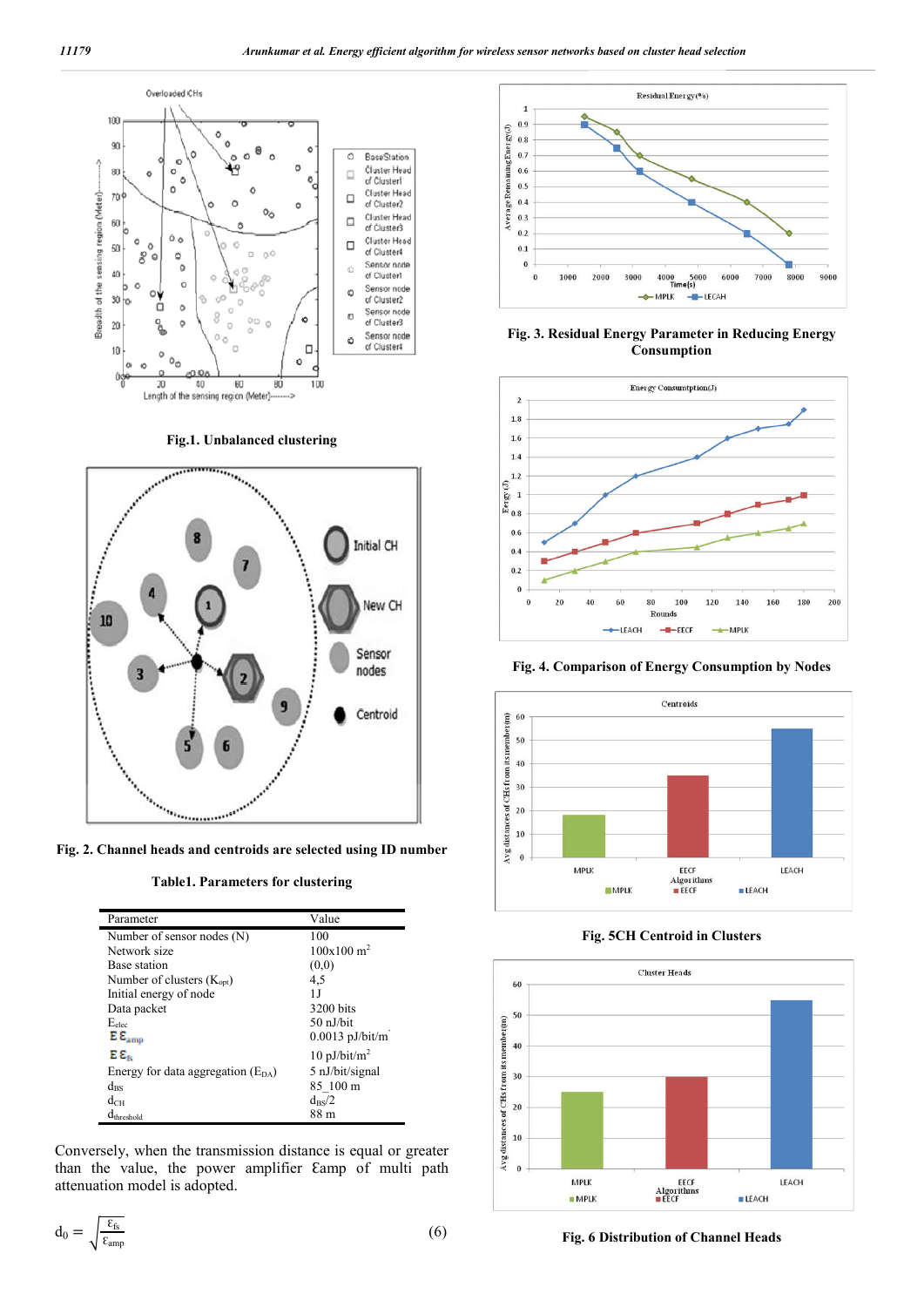Fig.1. Unbalanced clustering

Fig. 2. Channel heads and centroids are selected using ID number

Table1. Parameters for clustering

| Parameter | Value |
|---|---|
| Number of sensor nodes (N) | 100 |
| Network size | 100x100 $m^2$ |
| Base station | (0,0) |
| Number of clusters ($K_{opt}$) | 4,5 |
| Initial energy of node | 1J |
| Data packet | 3200 bits |
| $E_{elec}$ | 50 nJ/bit |
| $E\varepsilon_{amp}$ | 0.0013 pJ/bit/m' |
| $E\varepsilon_{fs}$ | 10 pJ/bit/$m^2$ |
| Energy for data aggregation ($E_{DA}$) | 5 nJ/bit/signal |
| $d_{BS}$ | 85_100 m |
| $d_{CH}$ | $d_{BS}$/2 |
| $d_{threshold}$ | 88 m |

Conversely, when the transmission distance is equal or greater than the value, the power amplifier Ɛamp of multi path attenuation model is adopted.

$$d_0 = \sqrt{\frac{\varepsilon_{fs}}{\varepsilon_{amp}}} \qquad (6)$$

Fig. 3. Residual Energy Parameter in Reducing Energy Consumption

Fig. 4. Comparison of Energy Consumption by Nodes

Fig. 5CH Centroid in Clusters

Fig. 6 Distribution of Channel Heads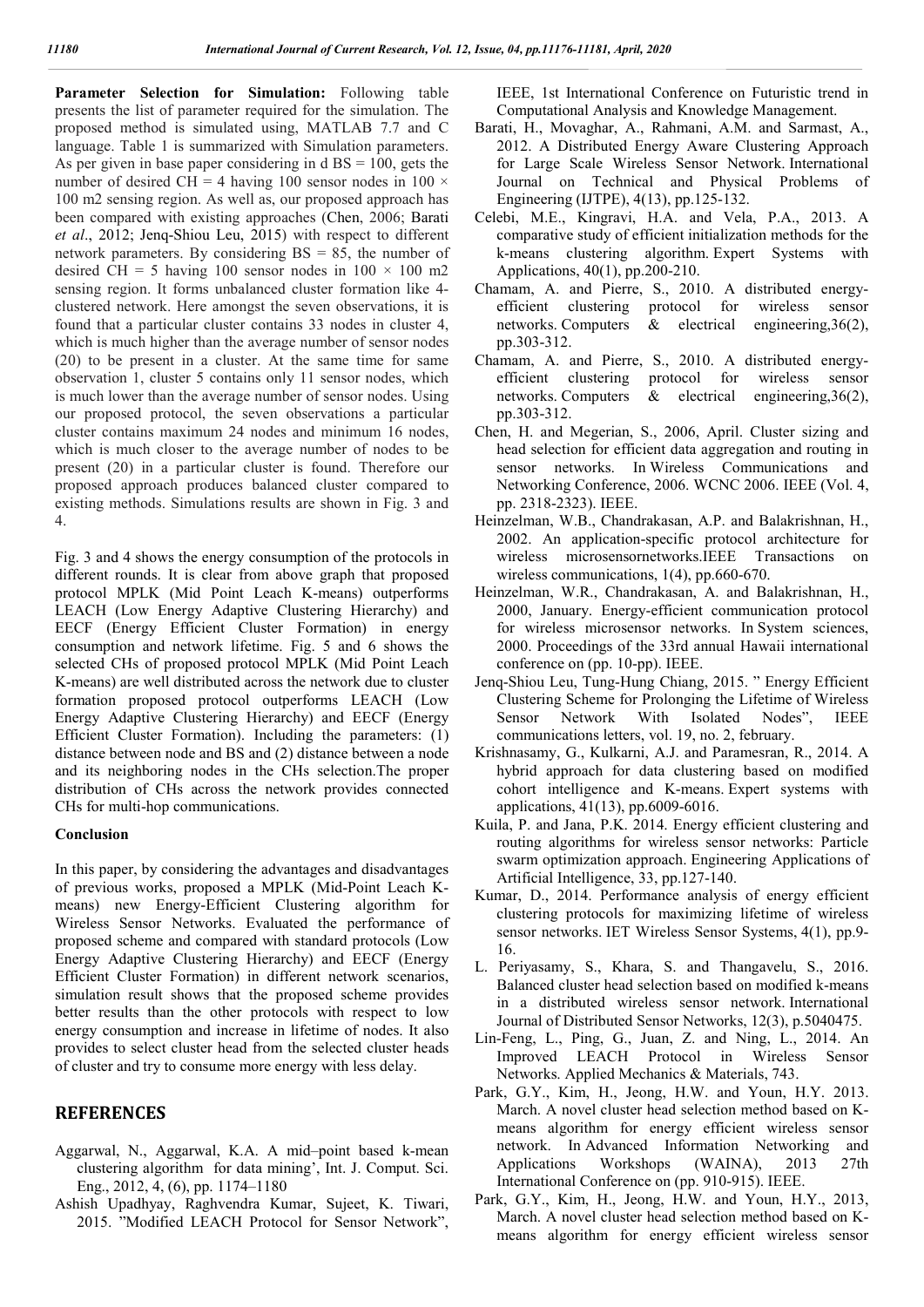**Parameter Selection for Simulation:** Following table presents the list of parameter required for the simulation. The proposed method is simulated using, MATLAB 7.7 and C language. Table 1 is summarized with Simulation parameters. As per given in base paper considering in d BS = 100, gets the number of desired CH = 4 having 100 sensor nodes in 100 × 100 m2 sensing region. As well as, our proposed approach has been compared with existing approaches (Chen, 2006; Barati *et al*., 2012; Jenq-Shiou Leu, 2015) with respect to different network parameters. By considering BS = 85, the number of desired CH = 5 having 100 sensor nodes in 100 × 100 m2 sensing region. It forms unbalanced cluster formation like 4-clustered network. Here amongst the seven observations, it is found that a particular cluster contains 33 nodes in cluster 4, which is much higher than the average number of sensor nodes (20) to be present in a cluster. At the same time for same observation 1, cluster 5 contains only 11 sensor nodes, which is much lower than the average number of sensor nodes. Using our proposed protocol, the seven observations a particular cluster contains maximum 24 nodes and minimum 16 nodes, which is much closer to the average number of nodes to be present (20) in a particular cluster is found. Therefore our proposed approach produces balanced cluster compared to existing methods. Simulations results are shown in Fig. 3 and 4.

Fig. 3 and 4 shows the energy consumption of the protocols in different rounds. It is clear from above graph that proposed protocol MPLK (Mid Point Leach K-means) outperforms LEACH (Low Energy Adaptive Clustering Hierarchy) and EECF (Energy Efficient Cluster Formation) in energy consumption and network lifetime. Fig. 5 and 6 shows the selected CHs of proposed protocol MPLK (Mid Point Leach K-means) are well distributed across the network due to cluster formation proposed protocol outperforms LEACH (Low Energy Adaptive Clustering Hierarchy) and EECF (Energy Efficient Cluster Formation). Including the parameters: (1) distance between node and BS and (2) distance between a node and its neighboring nodes in the CHs selection.The proper distribution of CHs across the network provides connected CHs for multi-hop communications.

## Conclusion

In this paper, by considering the advantages and disadvantages of previous works, proposed a MPLK (Mid-Point Leach K-means) new Energy-Efficient Clustering algorithm for Wireless Sensor Networks. Evaluated the performance of proposed scheme and compared with standard protocols (Low Energy Adaptive Clustering Hierarchy) and EECF (Energy Efficient Cluster Formation) in different network scenarios, simulation result shows that the proposed scheme provides better results than the other protocols with respect to low energy consumption and increase in lifetime of nodes. It also provides to select cluster head from the selected cluster heads of cluster and try to consume more energy with less delay.

# REFERENCES

Aggarwal, N., Aggarwal, K.A. A mid–point based k-mean clustering algorithm for data mining', Int. J. Comput. Sci. Eng., 2012, 4, (6), pp. 1174–1180

Ashish Upadhyay, Raghvendra Kumar, Sujeet, K. Tiwari, 2015. "Modified LEACH Protocol for Sensor Network", IEEE, 1st International Conference on Futuristic trend in Computational Analysis and Knowledge Management.

Barati, H., Movaghar, A., Rahmani, A.M. and Sarmast, A., 2012. A Distributed Energy Aware Clustering Approach for Large Scale Wireless Sensor Network. International Journal on Technical and Physical Problems of Engineering (IJTPE), 4(13), pp.125-132.

Celebi, M.E., Kingravi, H.A. and Vela, P.A., 2013. A comparative study of efficient initialization methods for the k-means clustering algorithm. Expert Systems with Applications, 40(1), pp.200-210.

Chamam, A. and Pierre, S., 2010. A distributed energy-efficient clustering protocol for wireless sensor networks. Computers & electrical engineering,36(2), pp.303-312.

Chamam, A. and Pierre, S., 2010. A distributed energy-efficient clustering protocol for wireless sensor networks. Computers & electrical engineering,36(2), pp.303-312.

Chen, H. and Megerian, S., 2006, April. Cluster sizing and head selection for efficient data aggregation and routing in sensor networks. In Wireless Communications and Networking Conference, 2006. WCNC 2006. IEEE (Vol. 4, pp. 2318-2323). IEEE.

Heinzelman, W.B., Chandrakasan, A.P. and Balakrishnan, H., 2002. An application-specific protocol architecture for wireless microsensornetworks.IEEE Transactions on wireless communications, 1(4), pp.660-670.

Heinzelman, W.R., Chandrakasan, A. and Balakrishnan, H., 2000, January. Energy-efficient communication protocol for wireless microsensor networks. In System sciences, 2000. Proceedings of the 33rd annual Hawaii international conference on (pp. 10-pp). IEEE.

Jenq-Shiou Leu, Tung-Hung Chiang, 2015. " Energy Efficient Clustering Scheme for Prolonging the Lifetime of Wireless Sensor Network With Isolated Nodes", IEEE communications letters, vol. 19, no. 2, february.

Krishnasamy, G., Kulkarni, A.J. and Paramesran, R., 2014. A hybrid approach for data clustering based on modified cohort intelligence and K-means. Expert systems with applications, 41(13), pp.6009-6016.

Kuila, P. and Jana, P.K. 2014. Energy efficient clustering and routing algorithms for wireless sensor networks: Particle swarm optimization approach. Engineering Applications of Artificial Intelligence, 33, pp.127-140.

Kumar, D., 2014. Performance analysis of energy efficient clustering protocols for maximizing lifetime of wireless sensor networks. IET Wireless Sensor Systems, 4(1), pp.9-16.

L. Periyasamy, S., Khara, S. and Thangavelu, S., 2016. Balanced cluster head selection based on modified k-means in a distributed wireless sensor network. International Journal of Distributed Sensor Networks, 12(3), p.5040475.

Lin-Feng, L., Ping, G., Juan, Z. and Ning, L., 2014. An Improved LEACH Protocol in Wireless Sensor Networks. Applied Mechanics & Materials, 743.

Park, G.Y., Kim, H., Jeong, H.W. and Youn, H.Y. 2013. March. A novel cluster head selection method based on K-means algorithm for energy efficient wireless sensor network. In Advanced Information Networking and Applications Workshops (WAINA), 2013 27th International Conference on (pp. 910-915). IEEE.

Park, G.Y., Kim, H., Jeong, H.W. and Youn, H.Y., 2013, March. A novel cluster head selection method based on K-means algorithm for energy efficient wireless sensor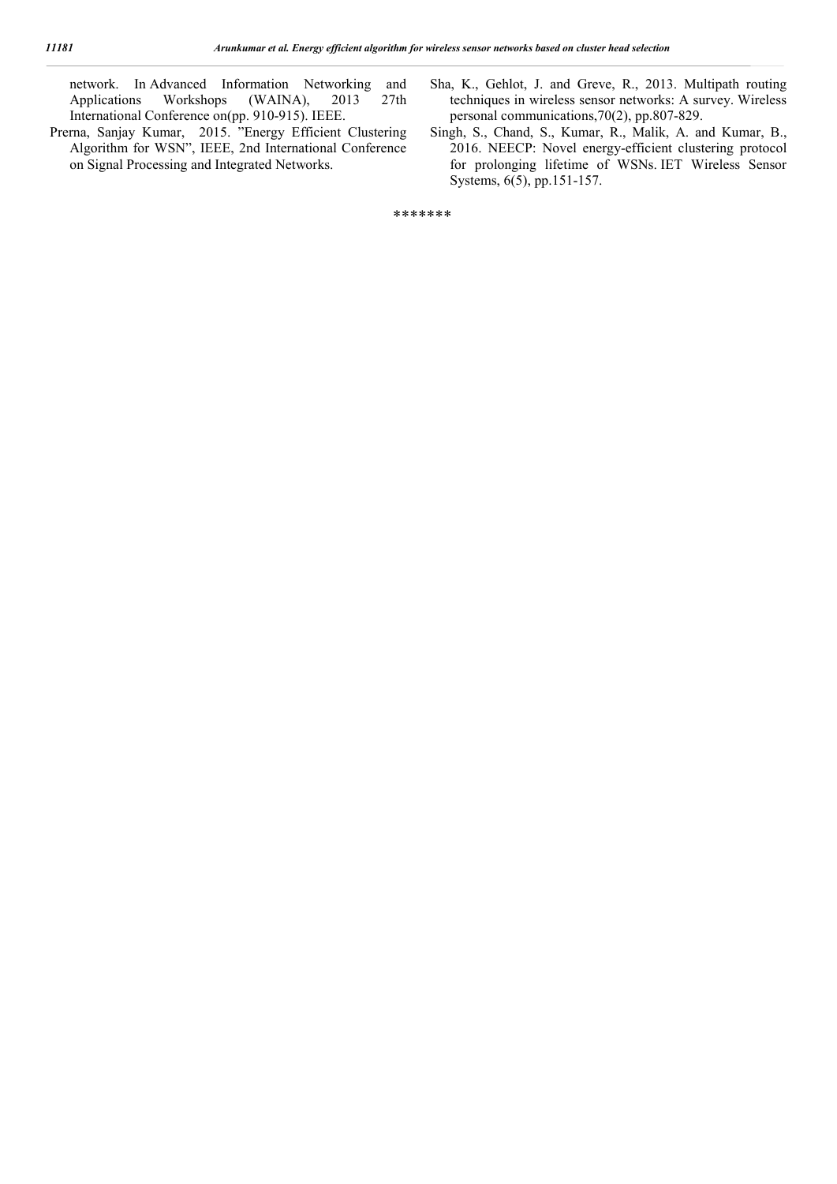network. In Advanced Information Networking and Applications Workshops (WAINA), 2013 27th International Conference on(pp. 910-915). IEEE.

Prerna, Sanjay Kumar, 2015. "Energy Efficient Clustering Algorithm for WSN", IEEE, 2nd International Conference on Signal Processing and Integrated Networks.

Sha, K., Gehlot, J. and Greve, R., 2013. Multipath routing techniques in wireless sensor networks: A survey. Wireless personal communications,70(2), pp.807-829.

Singh, S., Chand, S., Kumar, R., Malik, A. and Kumar, B., 2016. NEECP: Novel energy-efficient clustering protocol for prolonging lifetime of WSNs. IET Wireless Sensor Systems, 6(5), pp.151-157.

*******